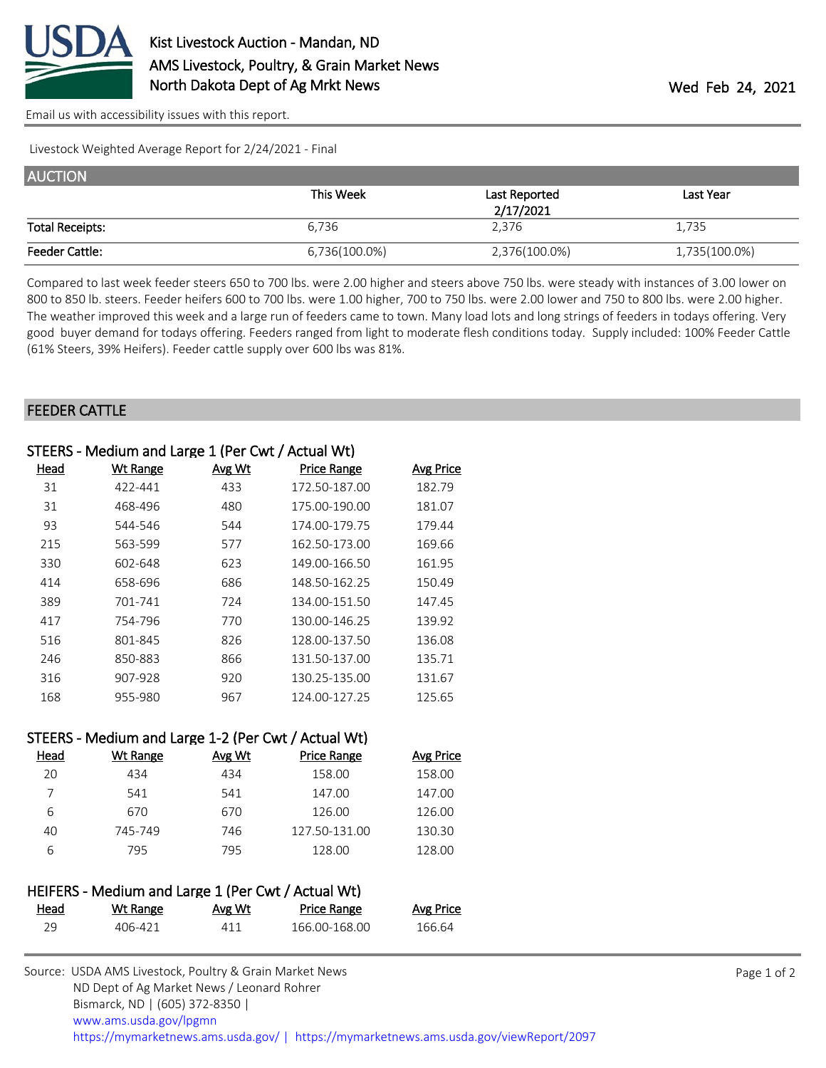# Kist Livestock Auction - Mandan, ND

AMS Livestock, Poultry, & Grain Market News
North Dakota Dept of Ag Mrkt News

Wed Feb 24, 2021

Email us with accessibility issues with this report.

Livestock Weighted Average Report for 2/24/2021 - Final

## AUCTION

| | This Week | Last Reported 2/17/2021 | Last Year |
|---|---|---|---|
| Total Receipts: | 6,736 | 2,376 | 1,735 |
| Feeder Cattle: | 6,736(100.0%) | 2,376(100.0%) | 1,735(100.0%) |

Compared to last week feeder steers 650 to 700 lbs. were 2.00 higher and steers above 750 lbs. were steady with instances of 3.00 lower on 800 to 850 lb. steers. Feeder heifers 600 to 700 lbs. were 1.00 higher, 700 to 750 lbs. were 2.00 lower and 750 to 800 lbs. were 2.00 higher. The weather improved this week and a large run of feeders came to town. Many load lots and long strings of feeders in todays offering. Very good buyer demand for todays offering. Feeders ranged from light to moderate flesh conditions today. Supply included: 100% Feeder Cattle (61% Steers, 39% Heifers). Feeder cattle supply over 600 lbs was 81%.

## FEEDER CATTLE

### STEERS - Medium and Large 1 (Per Cwt / Actual Wt)

| Head | Wt Range | Avg Wt | Price Range | Avg Price |
|---|---|---|---|---|
| 31 | 422-441 | 433 | 172.50-187.00 | 182.79 |
| 31 | 468-496 | 480 | 175.00-190.00 | 181.07 |
| 93 | 544-546 | 544 | 174.00-179.75 | 179.44 |
| 215 | 563-599 | 577 | 162.50-173.00 | 169.66 |
| 330 | 602-648 | 623 | 149.00-166.50 | 161.95 |
| 414 | 658-696 | 686 | 148.50-162.25 | 150.49 |
| 389 | 701-741 | 724 | 134.00-151.50 | 147.45 |
| 417 | 754-796 | 770 | 130.00-146.25 | 139.92 |
| 516 | 801-845 | 826 | 128.00-137.50 | 136.08 |
| 246 | 850-883 | 866 | 131.50-137.00 | 135.71 |
| 316 | 907-928 | 920 | 130.25-135.00 | 131.67 |
| 168 | 955-980 | 967 | 124.00-127.25 | 125.65 |

### STEERS - Medium and Large 1-2 (Per Cwt / Actual Wt)

| Head | Wt Range | Avg Wt | Price Range | Avg Price |
|---|---|---|---|---|
| 20 | 434 | 434 | 158.00 | 158.00 |
| 7 | 541 | 541 | 147.00 | 147.00 |
| 6 | 670 | 670 | 126.00 | 126.00 |
| 40 | 745-749 | 746 | 127.50-131.00 | 130.30 |
| 6 | 795 | 795 | 128.00 | 128.00 |

### HEIFERS - Medium and Large 1 (Per Cwt / Actual Wt)

| Head | Wt Range | Avg Wt | Price Range | Avg Price |
|---|---|---|---|---|
| 29 | 406-421 | 411 | 166.00-168.00 | 166.64 |

Source: USDA AMS Livestock, Poultry & Grain Market News
ND Dept of Ag Market News / Leonard Rohrer
Bismarck, ND | (605) 372-8350 |
www.ams.usda.gov/lpgmn
https://mymarketnews.ams.usda.gov/ | https://mymarketnews.ams.usda.gov/viewReport/2097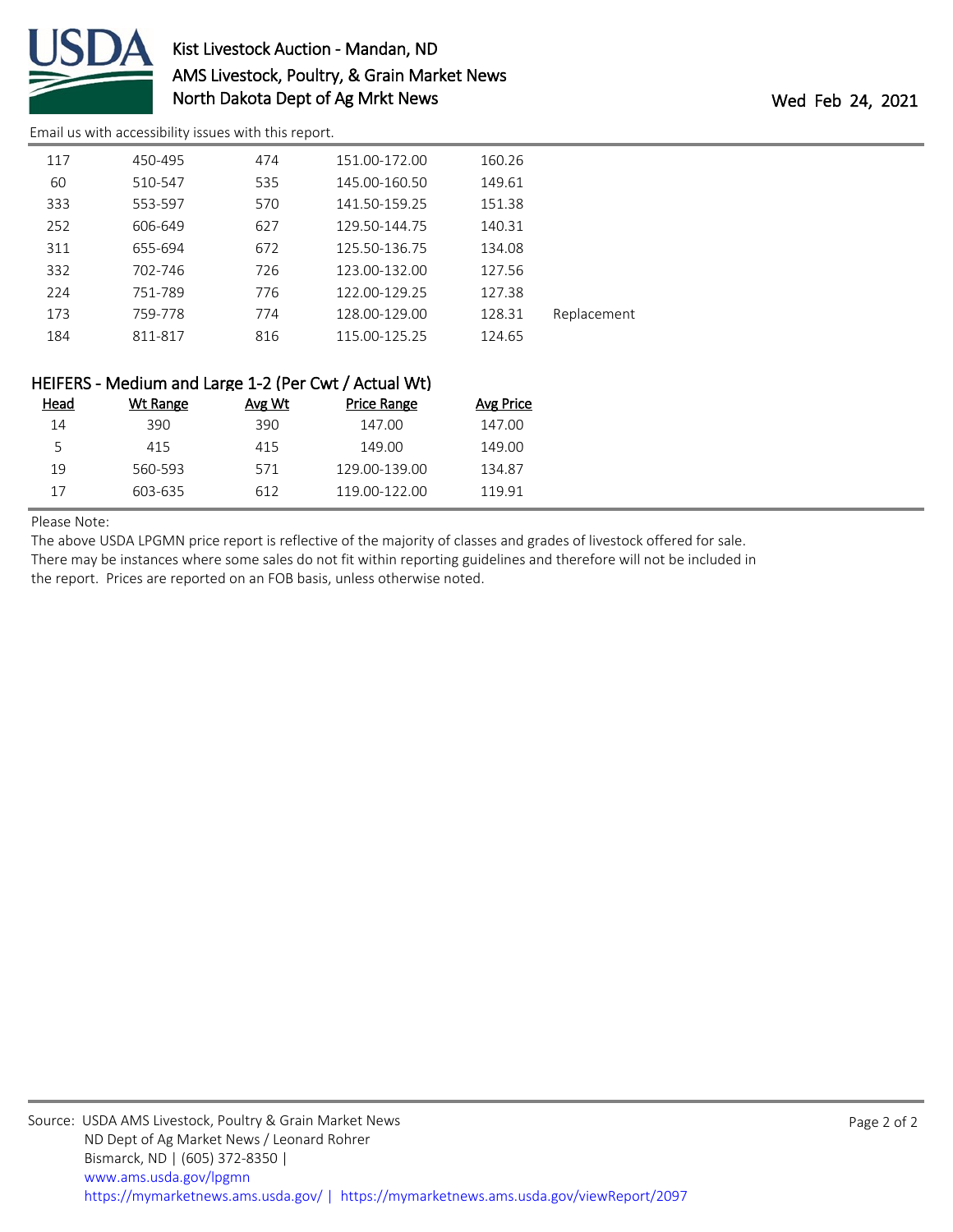Email us with accessibility issues with this report.

| | | | | | |
|---|---|---|---|---|---|
| 117 | 450-495 | 474 | 151.00-172.00 | 160.26 | |
| 60 | 510-547 | 535 | 145.00-160.50 | 149.61 | |
| 333 | 553-597 | 570 | 141.50-159.25 | 151.38 | |
| 252 | 606-649 | 627 | 129.50-144.75 | 140.31 | |
| 311 | 655-694 | 672 | 125.50-136.75 | 134.08 | |
| 332 | 702-746 | 726 | 123.00-132.00 | 127.56 | |
| 224 | 751-789 | 776 | 122.00-129.25 | 127.38 | |
| 173 | 759-778 | 774 | 128.00-129.00 | 128.31 | Replacement |
| 184 | 811-817 | 816 | 115.00-125.25 | 124.65 | |

## HEIFERS - Medium and Large 1-2 (Per Cwt / Actual Wt)

| Head | Wt Range | Avg Wt | Price Range | Avg Price |
|---|---|---|---|---|
| 14 | 390 | 390 | 147.00 | 147.00 |
| 5 | 415 | 415 | 149.00 | 149.00 |
| 19 | 560-593 | 571 | 129.00-139.00 | 134.87 |
| 17 | 603-635 | 612 | 119.00-122.00 | 119.91 |

Please Note:

The above USDA LPGMN price report is reflective of the majority of classes and grades of livestock offered for sale. There may be instances where some sales do not fit within reporting guidelines and therefore will not be included in the report. Prices are reported on an FOB basis, unless otherwise noted.

Source: USDA AMS Livestock, Poultry & Grain Market News
ND Dept of Ag Market News / Leonard Rohrer
Bismarck, ND | (605) 372-8350 |
www.ams.usda.gov/lpgmn
https://mymarketnews.ams.usda.gov/ | https://mymarketnews.ams.usda.gov/viewReport/2097